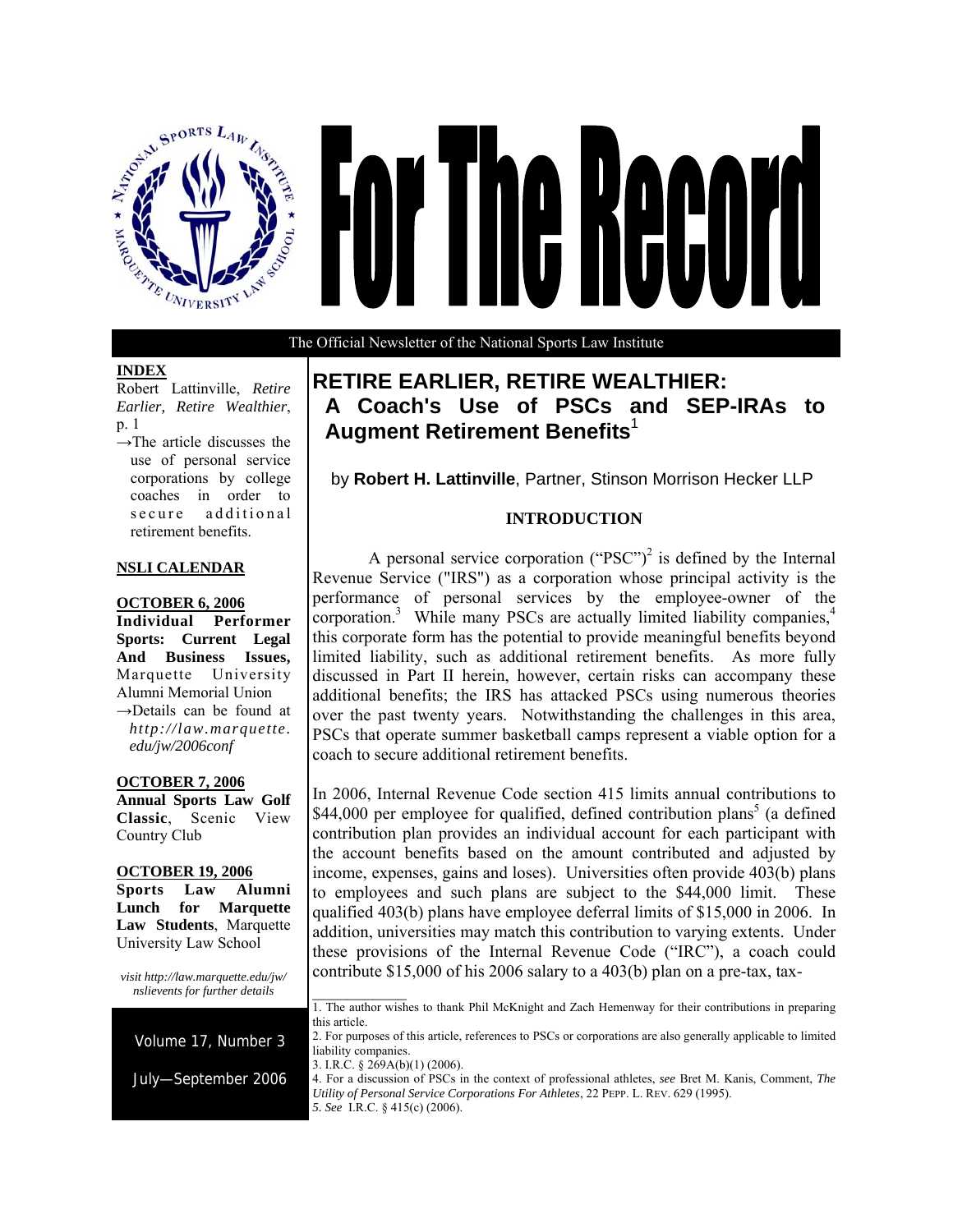# For The Record

The Official Newsletter of the National Sports Law Institute

**INDEX**

Robert Lattinville, *Retire Earlier, Retire Wealthier*, p. 1

→The article discusses the use of personal service corporations by college coaches in order to secure additional retirement benefits.

**NSLI CALENDAR**

**OCTOBER 6, 2006**
**Individual Performer Sports: Current Legal And Business Issues,** Marquette University Alumni Memorial Union
→Details can be found at *http://law.marquette.edu/jw/2006conf*

**OCTOBER 7, 2006**
**Annual Sports Law Golf Classic**, Scenic View Country Club

**OCTOBER 19, 2006**
**Sports Law Alumni Lunch for Marquette Law Students**, Marquette University Law School

*visit http://law.marquette.edu/jw/nslievents for further details*

Volume 17, Number 3

July—September 2006

## RETIRE EARLIER, RETIRE WEALTHIER: A Coach's Use of PSCs and SEP-IRAs to Augment Retirement Benefits[1]

by **Robert H. Lattinville**, Partner, Stinson Morrison Hecker LLP

### INTRODUCTION

A personal service corporation ("PSC")[2] is defined by the Internal Revenue Service ("IRS") as a corporation whose principal activity is the performance of personal services by the employee-owner of the corporation.[3] While many PSCs are actually limited liability companies,[4] this corporate form has the potential to provide meaningful benefits beyond limited liability, such as additional retirement benefits. As more fully discussed in Part II herein, however, certain risks can accompany these additional benefits; the IRS has attacked PSCs using numerous theories over the past twenty years. Notwithstanding the challenges in this area, PSCs that operate summer basketball camps represent a viable option for a coach to secure additional retirement benefits.

In 2006, Internal Revenue Code section 415 limits annual contributions to $44,000 per employee for qualified, defined contribution plans[5] (a defined contribution plan provides an individual account for each participant with the account benefits based on the amount contributed and adjusted by income, expenses, gains and loses). Universities often provide 403(b) plans to employees and such plans are subject to the $44,000 limit. These qualified 403(b) plans have employee deferral limits of $15,000 in 2006. In addition, universities may match this contribution to varying extents. Under these provisions of the Internal Revenue Code ("IRC"), a coach could contribute $15,000 of his 2006 salary to a 403(b) plan on a pre-tax, tax-

---

1. The author wishes to thank Phil McKnight and Zach Hemenway for their contributions in preparing this article.
2. For purposes of this article, references to PSCs or corporations are also generally applicable to limited liability companies.
3. I.R.C. § 269A(b)(1) (2006).
4. For a discussion of PSCs in the context of professional athletes, *see* Bret M. Kanis, Comment, *The Utility of Personal Service Corporations For Athletes*, 22 PEPP. L. REV. 629 (1995).
5. *See* I.R.C. § 415(c) (2006).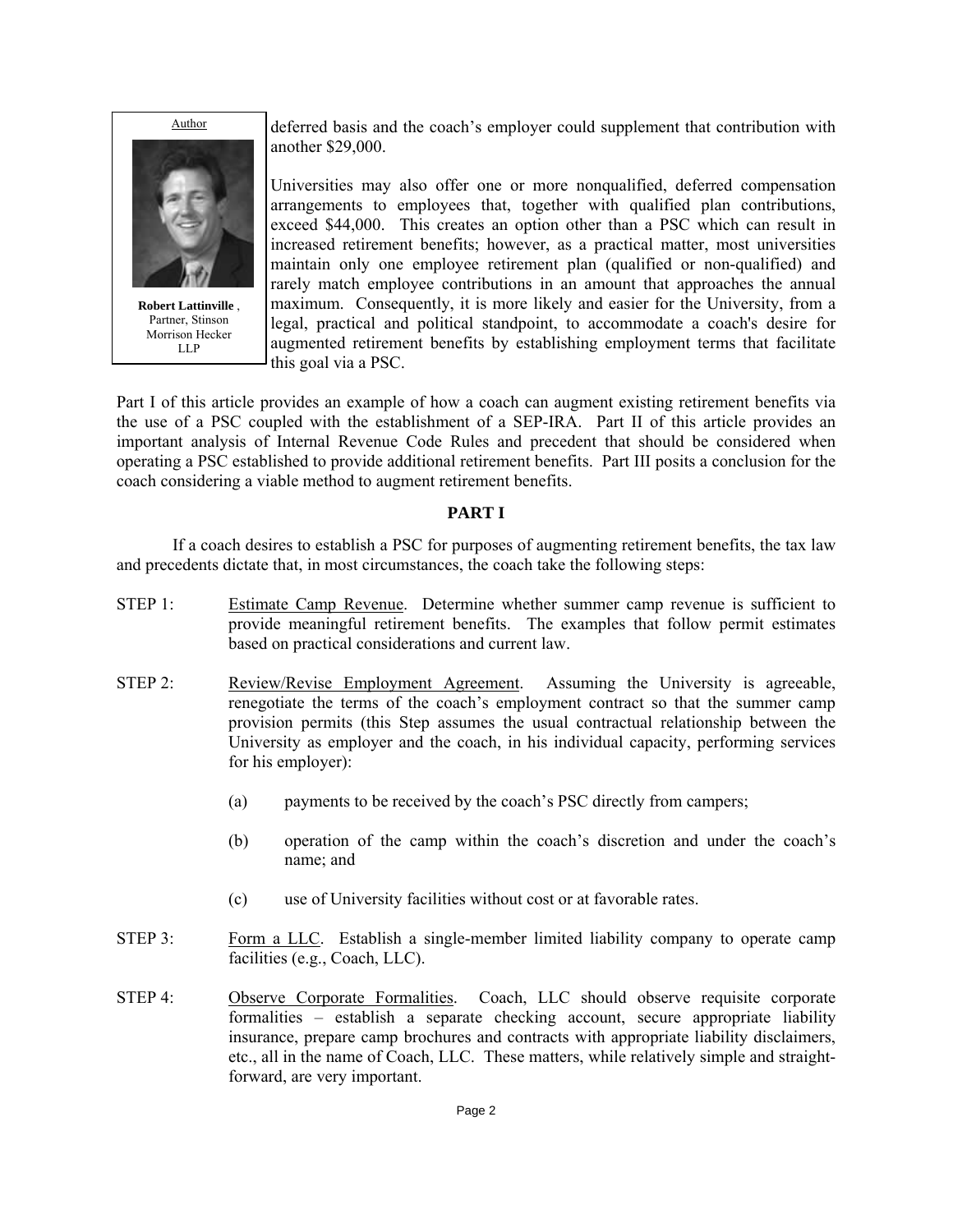Author

**Robert Lattinville**, Partner, Stinson Morrison Hecker LLP

deferred basis and the coach's employer could supplement that contribution with another $29,000.

Universities may also offer one or more nonqualified, deferred compensation arrangements to employees that, together with qualified plan contributions, exceed $44,000. This creates an option other than a PSC which can result in increased retirement benefits; however, as a practical matter, most universities maintain only one employee retirement plan (qualified or non-qualified) and rarely match employee contributions in an amount that approaches the annual maximum. Consequently, it is more likely and easier for the University, from a legal, practical and political standpoint, to accommodate a coach's desire for augmented retirement benefits by establishing employment terms that facilitate this goal via a PSC.

Part I of this article provides an example of how a coach can augment existing retirement benefits via the use of a PSC coupled with the establishment of a SEP-IRA. Part II of this article provides an important analysis of Internal Revenue Code Rules and precedent that should be considered when operating a PSC established to provide additional retirement benefits. Part III posits a conclusion for the coach considering a viable method to augment retirement benefits.

## PART I

If a coach desires to establish a PSC for purposes of augmenting retirement benefits, the tax law and precedents dictate that, in most circumstances, the coach take the following steps:

STEP 1: Estimate Camp Revenue. Determine whether summer camp revenue is sufficient to provide meaningful retirement benefits. The examples that follow permit estimates based on practical considerations and current law.

STEP 2: Review/Revise Employment Agreement. Assuming the University is agreeable, renegotiate the terms of the coach's employment contract so that the summer camp provision permits (this Step assumes the usual contractual relationship between the University as employer and the coach, in his individual capacity, performing services for his employer):

(a) payments to be received by the coach's PSC directly from campers;

(b) operation of the camp within the coach's discretion and under the coach's name; and

(c) use of University facilities without cost or at favorable rates.

STEP 3: Form a LLC. Establish a single-member limited liability company to operate camp facilities (e.g., Coach, LLC).

STEP 4: Observe Corporate Formalities. Coach, LLC should observe requisite corporate formalities – establish a separate checking account, secure appropriate liability insurance, prepare camp brochures and contracts with appropriate liability disclaimers, etc., all in the name of Coach, LLC. These matters, while relatively simple and straight-forward, are very important.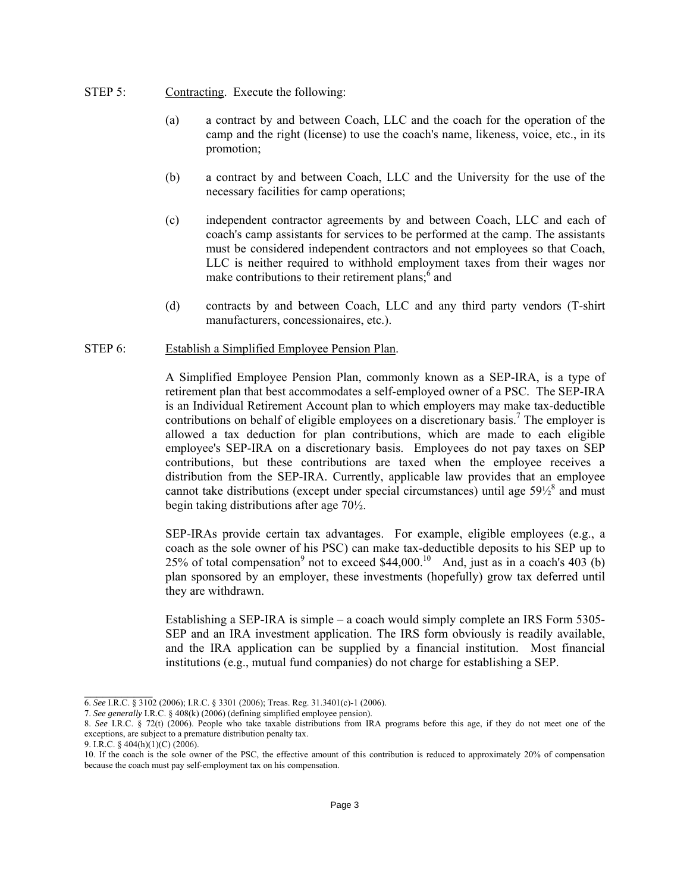STEP 5: <u>Contracting</u>. Execute the following:

(a) a contract by and between Coach, LLC and the coach for the operation of the camp and the right (license) to use the coach's name, likeness, voice, etc., in its promotion;

(b) a contract by and between Coach, LLC and the University for the use of the necessary facilities for camp operations;

(c) independent contractor agreements by and between Coach, LLC and each of coach's camp assistants for services to be performed at the camp. The assistants must be considered independent contractors and not employees so that Coach, LLC is neither required to withhold employment taxes from their wages nor make contributions to their retirement plans;[6] and

(d) contracts by and between Coach, LLC and any third party vendors (T-shirt manufacturers, concessionaires, etc.).

STEP 6: <u>Establish a Simplified Employee Pension Plan</u>.

A Simplified Employee Pension Plan, commonly known as a SEP-IRA, is a type of retirement plan that best accommodates a self-employed owner of a PSC. The SEP-IRA is an Individual Retirement Account plan to which employers may make tax-deductible contributions on behalf of eligible employees on a discretionary basis.[7] The employer is allowed a tax deduction for plan contributions, which are made to each eligible employee's SEP-IRA on a discretionary basis. Employees do not pay taxes on SEP contributions, but these contributions are taxed when the employee receives a distribution from the SEP-IRA. Currently, applicable law provides that an employee cannot take distributions (except under special circumstances) until age 59½[8] and must begin taking distributions after age 70½.

SEP-IRAs provide certain tax advantages. For example, eligible employees (e.g., a coach as the sole owner of his PSC) can make tax-deductible deposits to his SEP up to 25% of total compensation[9] not to exceed $44,000.[10] And, just as in a coach's 403 (b) plan sponsored by an employer, these investments (hopefully) grow tax deferred until they are withdrawn.

Establishing a SEP-IRA is simple – a coach would simply complete an IRS Form 5305-SEP and an IRA investment application. The IRS form obviously is readily available, and the IRA application can be supplied by a financial institution. Most financial institutions (e.g., mutual fund companies) do not charge for establishing a SEP.

---

6. *See* I.R.C. § 3102 (2006); I.R.C. § 3301 (2006); Treas. Reg. 31.3401(c)-1 (2006).

7. *See generally* I.R.C. § 408(k) (2006) (defining simplified employee pension).

8. *See* I.R.C. § 72(t) (2006). People who take taxable distributions from IRA programs before this age, if they do not meet one of the exceptions, are subject to a premature distribution penalty tax.

9. I.R.C. § 404(h)(1)(C) (2006).

10. If the coach is the sole owner of the PSC, the effective amount of this contribution is reduced to approximately 20% of compensation because the coach must pay self-employment tax on his compensation.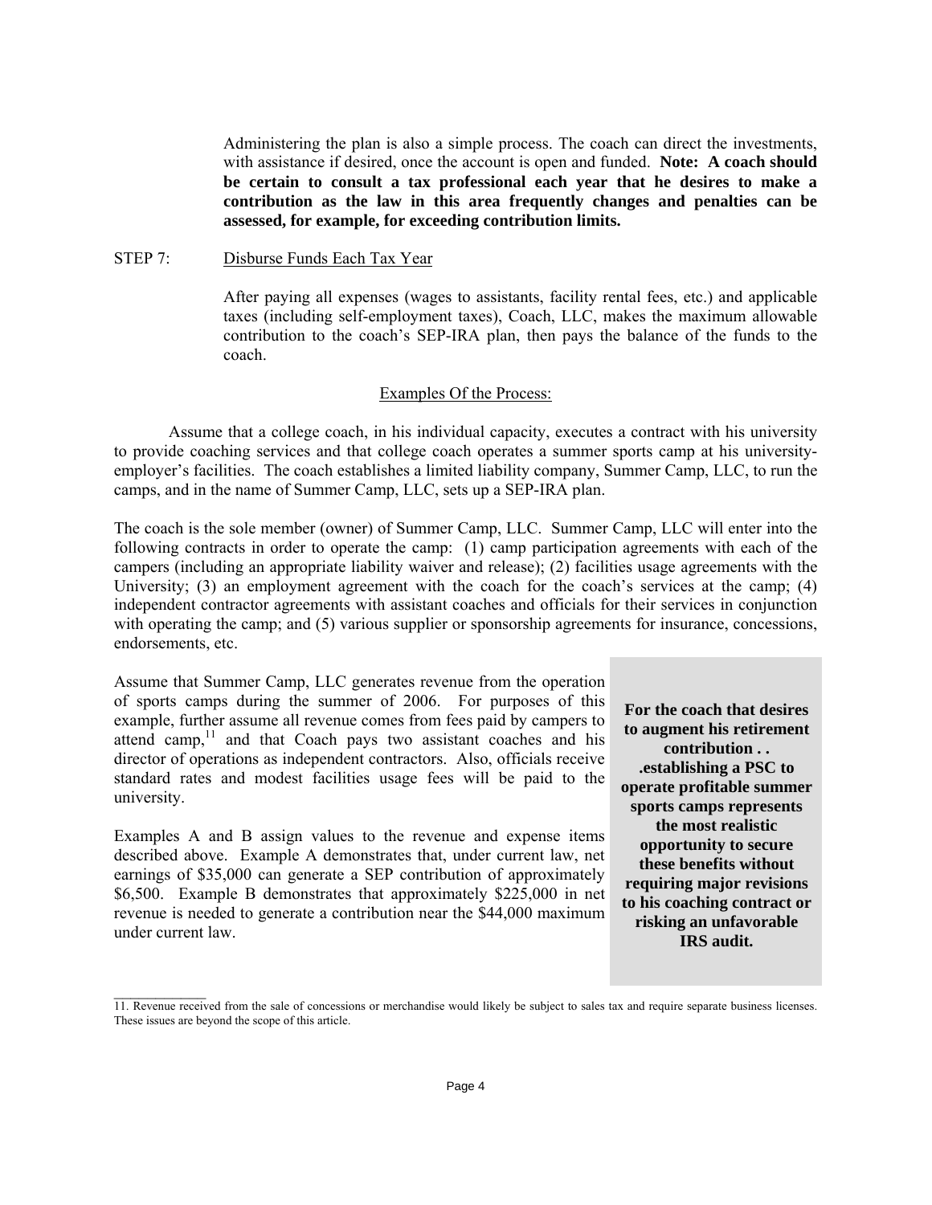Administering the plan is also a simple process. The coach can direct the investments, with assistance if desired, once the account is open and funded. **Note: A coach should be certain to consult a tax professional each year that he desires to make a contribution as the law in this area frequently changes and penalties can be assessed, for example, for exceeding contribution limits.**

STEP 7: Disburse Funds Each Tax Year

After paying all expenses (wages to assistants, facility rental fees, etc.) and applicable taxes (including self-employment taxes), Coach, LLC, makes the maximum allowable contribution to the coach's SEP-IRA plan, then pays the balance of the funds to the coach.

## Examples Of the Process:

Assume that a college coach, in his individual capacity, executes a contract with his university to provide coaching services and that college coach operates a summer sports camp at his university-employer's facilities. The coach establishes a limited liability company, Summer Camp, LLC, to run the camps, and in the name of Summer Camp, LLC, sets up a SEP-IRA plan.

The coach is the sole member (owner) of Summer Camp, LLC. Summer Camp, LLC will enter into the following contracts in order to operate the camp: (1) camp participation agreements with each of the campers (including an appropriate liability waiver and release); (2) facilities usage agreements with the University; (3) an employment agreement with the coach for the coach's services at the camp; (4) independent contractor agreements with assistant coaches and officials for their services in conjunction with operating the camp; and (5) various supplier or sponsorship agreements for insurance, concessions, endorsements, etc.

Assume that Summer Camp, LLC generates revenue from the operation of sports camps during the summer of 2006. For purposes of this example, further assume all revenue comes from fees paid by campers to attend camp,[11] and that Coach pays two assistant coaches and his director of operations as independent contractors. Also, officials receive standard rates and modest facilities usage fees will be paid to the university.

Examples A and B assign values to the revenue and expense items described above. Example A demonstrates that, under current law, net earnings of $35,000 can generate a SEP contribution of approximately $6,500. Example B demonstrates that approximately $225,000 in net revenue is needed to generate a contribution near the $44,000 maximum under current law.

**For the coach that desires to augment his retirement contribution . . .establishing a PSC to operate profitable summer sports camps represents the most realistic opportunity to secure these benefits without requiring major revisions to his coaching contract or risking an unfavorable IRS audit.**

---

11. Revenue received from the sale of concessions or merchandise would likely be subject to sales tax and require separate business licenses. These issues are beyond the scope of this article.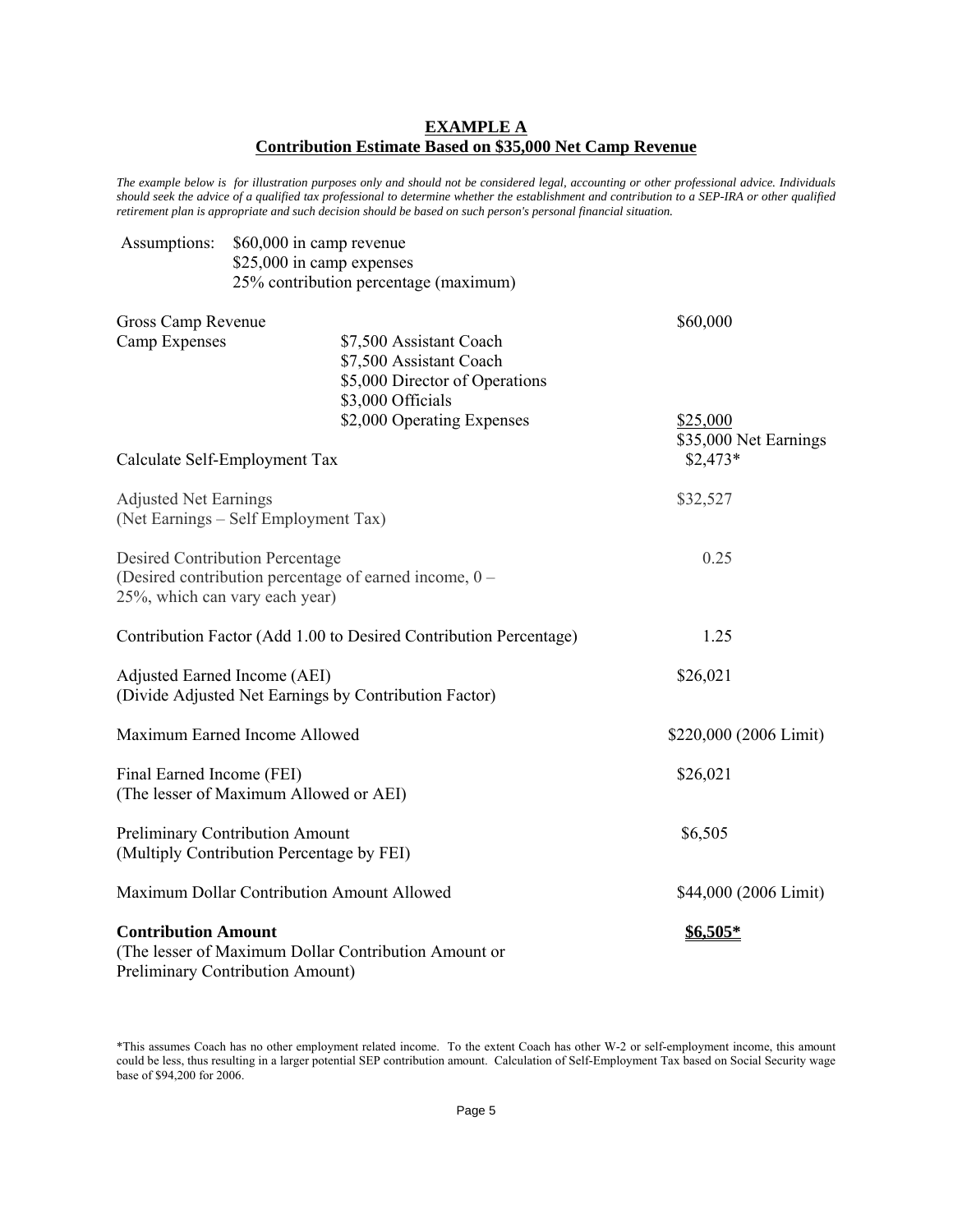# EXAMPLE A
## Contribution Estimate Based on $35,000 Net Camp Revenue

*The example below is for illustration purposes only and should not be considered legal, accounting or other professional advice. Individuals should seek the advice of a qualified tax professional to determine whether the establishment and contribution to a SEP-IRA or other qualified retirement plan is appropriate and such decision should be based on such person's personal financial situation.*

Assumptions: $60,000 in camp revenue
$25,000 in camp expenses
25% contribution percentage (maximum)

| | | |
|---|---|---|
| Gross Camp Revenue | | $60,000 |
| Camp Expenses | $7,500 Assistant Coach<br>$7,500 Assistant Coach<br>$5,000 Director of Operations<br>$3,000 Officials<br>$2,000 Operating Expenses | $25,000 |
| | | $35,000 Net Earnings |
| Calculate Self-Employment Tax | | $2,473* |
| Adjusted Net Earnings<br>(Net Earnings – Self Employment Tax) | | $32,527 |
| Desired Contribution Percentage<br>(Desired contribution percentage of earned income, 0 – 25%, which can vary each year) | | 0.25 |
| Contribution Factor (Add 1.00 to Desired Contribution Percentage) | | 1.25 |
| Adjusted Earned Income (AEI)<br>(Divide Adjusted Net Earnings by Contribution Factor) | | $26,021 |
| Maximum Earned Income Allowed | | $220,000 (2006 Limit) |
| Final Earned Income (FEI)<br>(The lesser of Maximum Allowed or AEI) | | $26,021 |
| Preliminary Contribution Amount<br>(Multiply Contribution Percentage by FEI) | | $6,505 |
| Maximum Dollar Contribution Amount Allowed | | $44,000 (2006 Limit) |
| **Contribution Amount**<br>(The lesser of Maximum Dollar Contribution Amount or Preliminary Contribution Amount) | | **$6,505*** |

*This assumes Coach has no other employment related income. To the extent Coach has other W-2 or self-employment income, this amount could be less, thus resulting in a larger potential SEP contribution amount. Calculation of Self-Employment Tax based on Social Security wage base of $94,200 for 2006.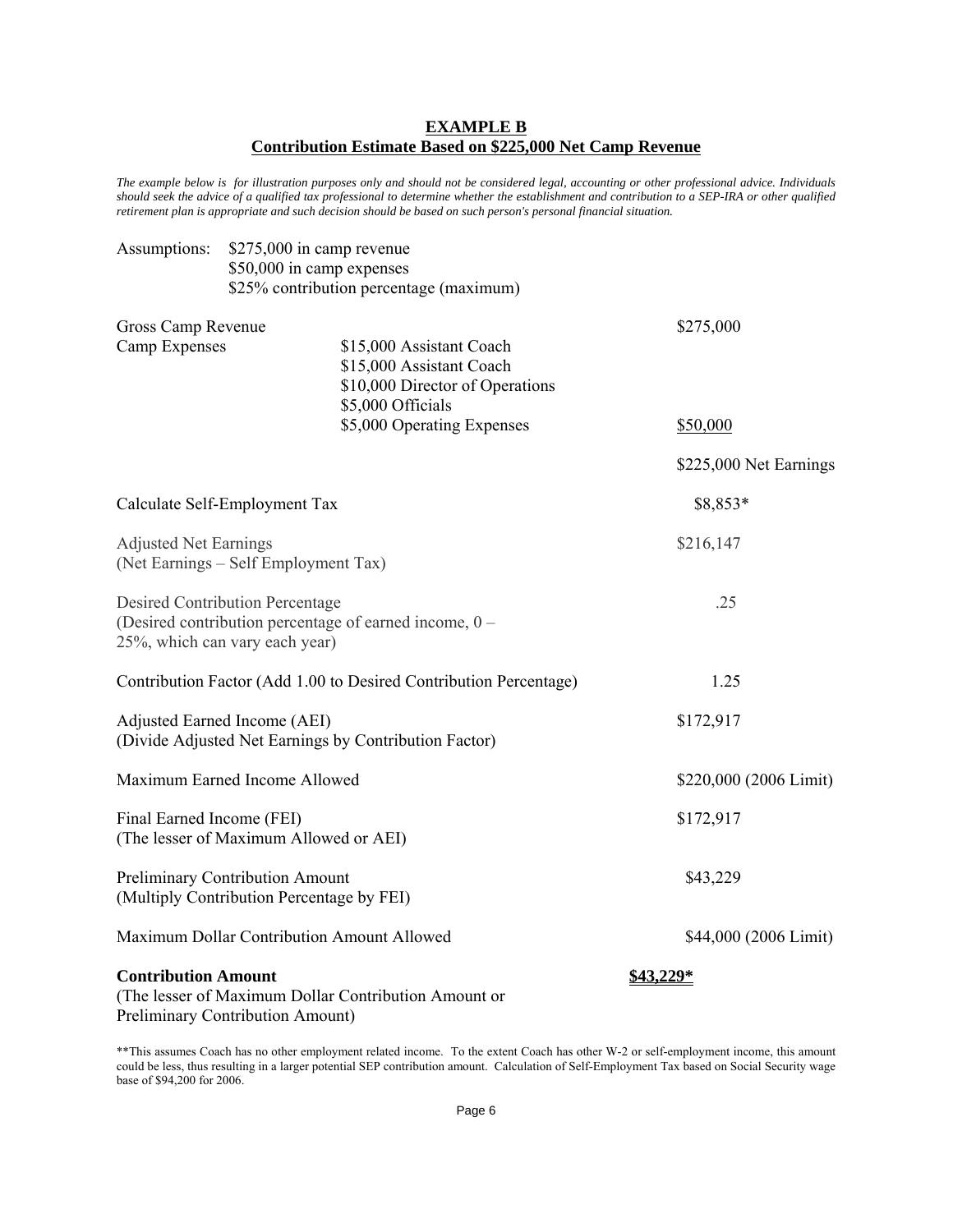## EXAMPLE B
## Contribution Estimate Based on $225,000 Net Camp Revenue

*The example below is for illustration purposes only and should not be considered legal, accounting or other professional advice. Individuals should seek the advice of a qualified tax professional to determine whether the establishment and contribution to a SEP-IRA or other qualified retirement plan is appropriate and such decision should be based on such person's personal financial situation.*

Assumptions: $275,000 in camp revenue
$50,000 in camp expenses
$25% contribution percentage (maximum)

| | | |
|---|---|---|
| Gross Camp Revenue | | $275,000 |
| Camp Expenses | $15,000 Assistant Coach<br>$15,000 Assistant Coach<br>$10,000 Director of Operations<br>$5,000 Officials<br>$5,000 Operating Expenses | $50,000 |
| | | $225,000 Net Earnings |
| Calculate Self-Employment Tax | | $8,853* |
| Adjusted Net Earnings<br>(Net Earnings – Self Employment Tax) | | $216,147 |
| Desired Contribution Percentage<br>(Desired contribution percentage of earned income, 0 – 25%, which can vary each year) | | .25 |
| Contribution Factor (Add 1.00 to Desired Contribution Percentage) | | 1.25 |
| Adjusted Earned Income (AEI)<br>(Divide Adjusted Net Earnings by Contribution Factor) | | $172,917 |
| Maximum Earned Income Allowed | | $220,000 (2006 Limit) |
| Final Earned Income (FEI)<br>(The lesser of Maximum Allowed or AEI) | | $172,917 |
| Preliminary Contribution Amount<br>(Multiply Contribution Percentage by FEI) | | $43,229 |
| Maximum Dollar Contribution Amount Allowed | | $44,000 (2006 Limit) |
| **Contribution Amount**<br>(The lesser of Maximum Dollar Contribution Amount or Preliminary Contribution Amount) | | **$43,229*** |

**This assumes Coach has no other employment related income. To the extent Coach has other W-2 or self-employment income, this amount could be less, thus resulting in a larger potential SEP contribution amount. Calculation of Self-Employment Tax based on Social Security wage base of $94,200 for 2006.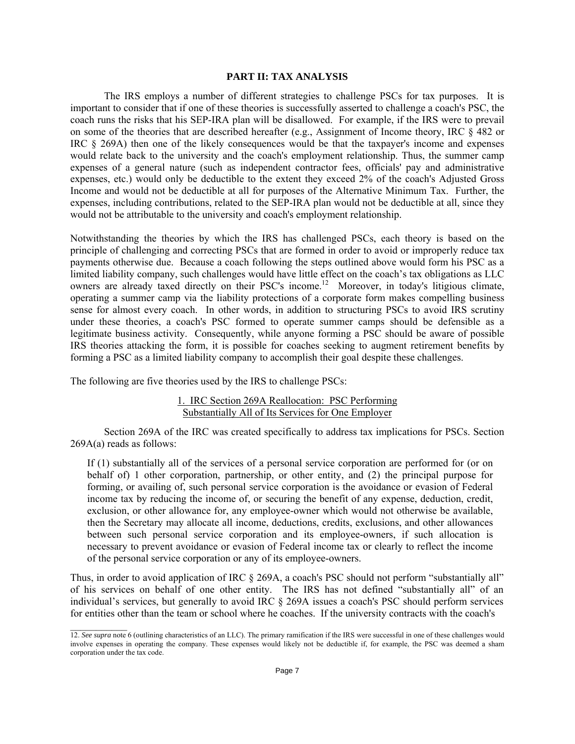## PART II: TAX ANALYSIS

The IRS employs a number of different strategies to challenge PSCs for tax purposes. It is important to consider that if one of these theories is successfully asserted to challenge a coach's PSC, the coach runs the risks that his SEP-IRA plan will be disallowed. For example, if the IRS were to prevail on some of the theories that are described hereafter (e.g., Assignment of Income theory, IRC § 482 or IRC § 269A) then one of the likely consequences would be that the taxpayer's income and expenses would relate back to the university and the coach's employment relationship. Thus, the summer camp expenses of a general nature (such as independent contractor fees, officials' pay and administrative expenses, etc.) would only be deductible to the extent they exceed 2% of the coach's Adjusted Gross Income and would not be deductible at all for purposes of the Alternative Minimum Tax. Further, the expenses, including contributions, related to the SEP-IRA plan would not be deductible at all, since they would not be attributable to the university and coach's employment relationship.

Notwithstanding the theories by which the IRS has challenged PSCs, each theory is based on the principle of challenging and correcting PSCs that are formed in order to avoid or improperly reduce tax payments otherwise due. Because a coach following the steps outlined above would form his PSC as a limited liability company, such challenges would have little effect on the coach's tax obligations as LLC owners are already taxed directly on their PSC's income.[12] Moreover, in today's litigious climate, operating a summer camp via the liability protections of a corporate form makes compelling business sense for almost every coach. In other words, in addition to structuring PSCs to avoid IRS scrutiny under these theories, a coach's PSC formed to operate summer camps should be defensible as a legitimate business activity. Consequently, while anyone forming a PSC should be aware of possible IRS theories attacking the form, it is possible for coaches seeking to augment retirement benefits by forming a PSC as a limited liability company to accomplish their goal despite these challenges.

The following are five theories used by the IRS to challenge PSCs:

### 1. IRC Section 269A Reallocation: PSC Performing Substantially All of Its Services for One Employer

Section 269A of the IRC was created specifically to address tax implications for PSCs. Section 269A(a) reads as follows:

> If (1) substantially all of the services of a personal service corporation are performed for (or on behalf of) 1 other corporation, partnership, or other entity, and (2) the principal purpose for forming, or availing of, such personal service corporation is the avoidance or evasion of Federal income tax by reducing the income of, or securing the benefit of any expense, deduction, credit, exclusion, or other allowance for, any employee-owner which would not otherwise be available, then the Secretary may allocate all income, deductions, credits, exclusions, and other allowances between such personal service corporation and its employee-owners, if such allocation is necessary to prevent avoidance or evasion of Federal income tax or clearly to reflect the income of the personal service corporation or any of its employee-owners.

Thus, in order to avoid application of IRC § 269A, a coach's PSC should not perform "substantially all" of his services on behalf of one other entity. The IRS has not defined "substantially all" of an individual's services, but generally to avoid IRC § 269A issues a coach's PSC should perform services for entities other than the team or school where he coaches. If the university contracts with the coach's

---

12. *See supra* note 6 (outlining characteristics of an LLC). The primary ramification if the IRS were successful in one of these challenges would involve expenses in operating the company. These expenses would likely not be deductible if, for example, the PSC was deemed a sham corporation under the tax code.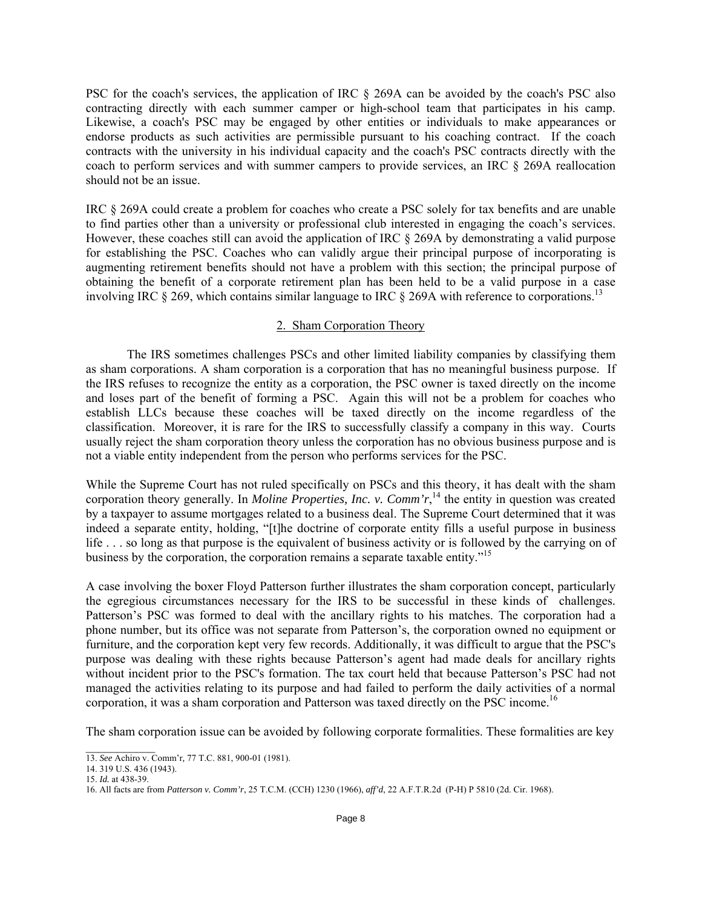PSC for the coach's services, the application of IRC § 269A can be avoided by the coach's PSC also contracting directly with each summer camper or high-school team that participates in his camp. Likewise, a coach's PSC may be engaged by other entities or individuals to make appearances or endorse products as such activities are permissible pursuant to his coaching contract. If the coach contracts with the university in his individual capacity and the coach's PSC contracts directly with the coach to perform services and with summer campers to provide services, an IRC § 269A reallocation should not be an issue.

IRC § 269A could create a problem for coaches who create a PSC solely for tax benefits and are unable to find parties other than a university or professional club interested in engaging the coach's services. However, these coaches still can avoid the application of IRC § 269A by demonstrating a valid purpose for establishing the PSC. Coaches who can validly argue their principal purpose of incorporating is augmenting retirement benefits should not have a problem with this section; the principal purpose of obtaining the benefit of a corporate retirement plan has been held to be a valid purpose in a case involving IRC § 269, which contains similar language to IRC § 269A with reference to corporations.[13]

## 2. Sham Corporation Theory

The IRS sometimes challenges PSCs and other limited liability companies by classifying them as sham corporations. A sham corporation is a corporation that has no meaningful business purpose. If the IRS refuses to recognize the entity as a corporation, the PSC owner is taxed directly on the income and loses part of the benefit of forming a PSC. Again this will not be a problem for coaches who establish LLCs because these coaches will be taxed directly on the income regardless of the classification. Moreover, it is rare for the IRS to successfully classify a company in this way. Courts usually reject the sham corporation theory unless the corporation has no obvious business purpose and is not a viable entity independent from the person who performs services for the PSC.

While the Supreme Court has not ruled specifically on PSCs and this theory, it has dealt with the sham corporation theory generally. In *Moline Properties, Inc. v. Comm'r*,[14] the entity in question was created by a taxpayer to assume mortgages related to a business deal. The Supreme Court determined that it was indeed a separate entity, holding, "[t]he doctrine of corporate entity fills a useful purpose in business life . . . so long as that purpose is the equivalent of business activity or is followed by the carrying on of business by the corporation, the corporation remains a separate taxable entity."[15]

A case involving the boxer Floyd Patterson further illustrates the sham corporation concept, particularly the egregious circumstances necessary for the IRS to be successful in these kinds of challenges. Patterson's PSC was formed to deal with the ancillary rights to his matches. The corporation had a phone number, but its office was not separate from Patterson's, the corporation owned no equipment or furniture, and the corporation kept very few records. Additionally, it was difficult to argue that the PSC's purpose was dealing with these rights because Patterson's agent had made deals for ancillary rights without incident prior to the PSC's formation. The tax court held that because Patterson's PSC had not managed the activities relating to its purpose and had failed to perform the daily activities of a normal corporation, it was a sham corporation and Patterson was taxed directly on the PSC income.[16]

The sham corporation issue can be avoided by following corporate formalities. These formalities are key

---

13. *See* Achiro v. Comm'r, 77 T.C. 881, 900-01 (1981).
14. 319 U.S. 436 (1943).
15. *Id.* at 438-39.
16. All facts are from *Patterson v. Comm'r*, 25 T.C.M. (CCH) 1230 (1966), *aff'd*, 22 A.F.T.R.2d (P-H) P 5810 (2d. Cir. 1968).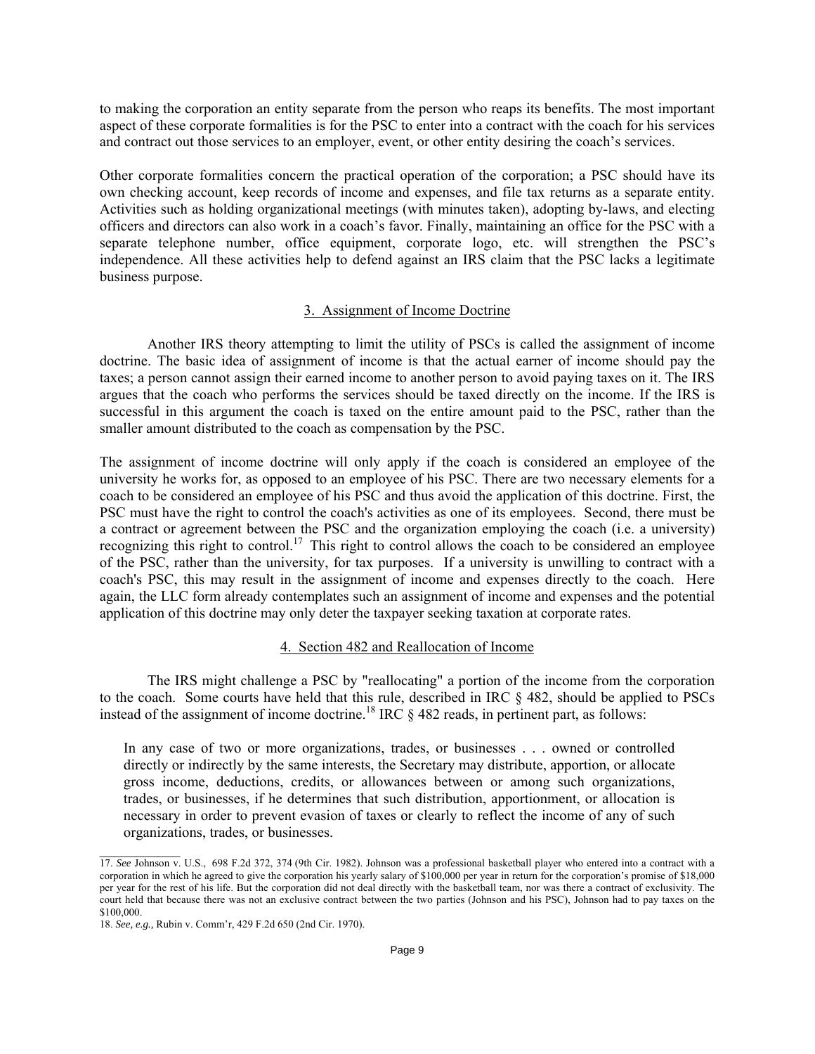to making the corporation an entity separate from the person who reaps its benefits. The most important aspect of these corporate formalities is for the PSC to enter into a contract with the coach for his services and contract out those services to an employer, event, or other entity desiring the coach's services.

Other corporate formalities concern the practical operation of the corporation; a PSC should have its own checking account, keep records of income and expenses, and file tax returns as a separate entity. Activities such as holding organizational meetings (with minutes taken), adopting by-laws, and electing officers and directors can also work in a coach's favor. Finally, maintaining an office for the PSC with a separate telephone number, office equipment, corporate logo, etc. will strengthen the PSC's independence. All these activities help to defend against an IRS claim that the PSC lacks a legitimate business purpose.

### 3. Assignment of Income Doctrine

Another IRS theory attempting to limit the utility of PSCs is called the assignment of income doctrine. The basic idea of assignment of income is that the actual earner of income should pay the taxes; a person cannot assign their earned income to another person to avoid paying taxes on it. The IRS argues that the coach who performs the services should be taxed directly on the income. If the IRS is successful in this argument the coach is taxed on the entire amount paid to the PSC, rather than the smaller amount distributed to the coach as compensation by the PSC.

The assignment of income doctrine will only apply if the coach is considered an employee of the university he works for, as opposed to an employee of his PSC. There are two necessary elements for a coach to be considered an employee of his PSC and thus avoid the application of this doctrine. First, the PSC must have the right to control the coach's activities as one of its employees. Second, there must be a contract or agreement between the PSC and the organization employing the coach (i.e. a university) recognizing this right to control.[17] This right to control allows the coach to be considered an employee of the PSC, rather than the university, for tax purposes. If a university is unwilling to contract with a coach's PSC, this may result in the assignment of income and expenses directly to the coach. Here again, the LLC form already contemplates such an assignment of income and expenses and the potential application of this doctrine may only deter the taxpayer seeking taxation at corporate rates.

### 4. Section 482 and Reallocation of Income

The IRS might challenge a PSC by "reallocating" a portion of the income from the corporation to the coach. Some courts have held that this rule, described in IRC § 482, should be applied to PSCs instead of the assignment of income doctrine.[18] IRC § 482 reads, in pertinent part, as follows:

> In any case of two or more organizations, trades, or businesses . . . owned or controlled directly or indirectly by the same interests, the Secretary may distribute, apportion, or allocate gross income, deductions, credits, or allowances between or among such organizations, trades, or businesses, if he determines that such distribution, apportionment, or allocation is necessary in order to prevent evasion of taxes or clearly to reflect the income of any of such organizations, trades, or businesses.

---

17. *See* Johnson v. U.S., 698 F.2d 372, 374 (9th Cir. 1982). Johnson was a professional basketball player who entered into a contract with a corporation in which he agreed to give the corporation his yearly salary of $100,000 per year in return for the corporation's promise of $18,000 per year for the rest of his life. But the corporation did not deal directly with the basketball team, nor was there a contract of exclusivity. The court held that because there was not an exclusive contract between the two parties (Johnson and his PSC), Johnson had to pay taxes on the $100,000.

18. *See, e.g.,* Rubin v. Comm'r, 429 F.2d 650 (2nd Cir. 1970).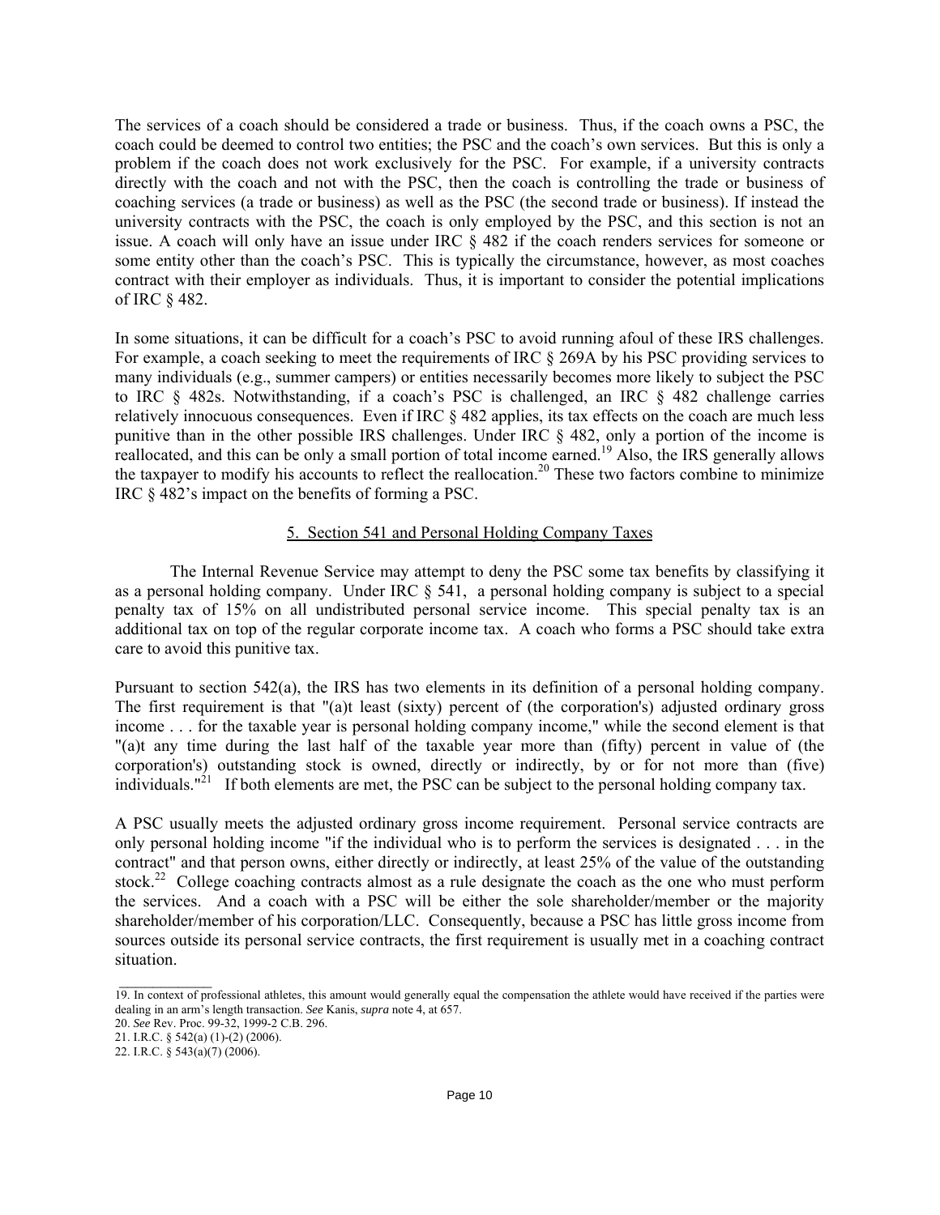The services of a coach should be considered a trade or business. Thus, if the coach owns a PSC, the coach could be deemed to control two entities; the PSC and the coach's own services. But this is only a problem if the coach does not work exclusively for the PSC. For example, if a university contracts directly with the coach and not with the PSC, then the coach is controlling the trade or business of coaching services (a trade or business) as well as the PSC (the second trade or business). If instead the university contracts with the PSC, the coach is only employed by the PSC, and this section is not an issue. A coach will only have an issue under IRC § 482 if the coach renders services for someone or some entity other than the coach's PSC. This is typically the circumstance, however, as most coaches contract with their employer as individuals. Thus, it is important to consider the potential implications of IRC § 482.

In some situations, it can be difficult for a coach's PSC to avoid running afoul of these IRS challenges. For example, a coach seeking to meet the requirements of IRC § 269A by his PSC providing services to many individuals (e.g., summer campers) or entities necessarily becomes more likely to subject the PSC to IRC § 482s. Notwithstanding, if a coach's PSC is challenged, an IRC § 482 challenge carries relatively innocuous consequences. Even if IRC § 482 applies, its tax effects on the coach are much less punitive than in the other possible IRS challenges. Under IRC § 482, only a portion of the income is reallocated, and this can be only a small portion of total income earned.[19] Also, the IRS generally allows the taxpayer to modify his accounts to reflect the reallocation.[20] These two factors combine to minimize IRC § 482's impact on the benefits of forming a PSC.

## 5. Section 541 and Personal Holding Company Taxes

The Internal Revenue Service may attempt to deny the PSC some tax benefits by classifying it as a personal holding company. Under IRC § 541, a personal holding company is subject to a special penalty tax of 15% on all undistributed personal service income. This special penalty tax is an additional tax on top of the regular corporate income tax. A coach who forms a PSC should take extra care to avoid this punitive tax.

Pursuant to section 542(a), the IRS has two elements in its definition of a personal holding company. The first requirement is that "(a)t least (sixty) percent of (the corporation's) adjusted ordinary gross income . . . for the taxable year is personal holding company income," while the second element is that "(a)t any time during the last half of the taxable year more than (fifty) percent in value of (the corporation's) outstanding stock is owned, directly or indirectly, by or for not more than (five) individuals."[21] If both elements are met, the PSC can be subject to the personal holding company tax.

A PSC usually meets the adjusted ordinary gross income requirement. Personal service contracts are only personal holding income "if the individual who is to perform the services is designated . . . in the contract" and that person owns, either directly or indirectly, at least 25% of the value of the outstanding stock.[22] College coaching contracts almost as a rule designate the coach as the one who must perform the services. And a coach with a PSC will be either the sole shareholder/member or the majority shareholder/member of his corporation/LLC. Consequently, because a PSC has little gross income from sources outside its personal service contracts, the first requirement is usually met in a coaching contract situation.

---

19. In context of professional athletes, this amount would generally equal the compensation the athlete would have received if the parties were dealing in an arm's length transaction. *See* Kanis, *supra* note 4, at 657.

20. *See* Rev. Proc. 99-32, 1999-2 C.B. 296.

21. I.R.C. § 542(a) (1)-(2) (2006).

22. I.R.C. § 543(a)(7) (2006).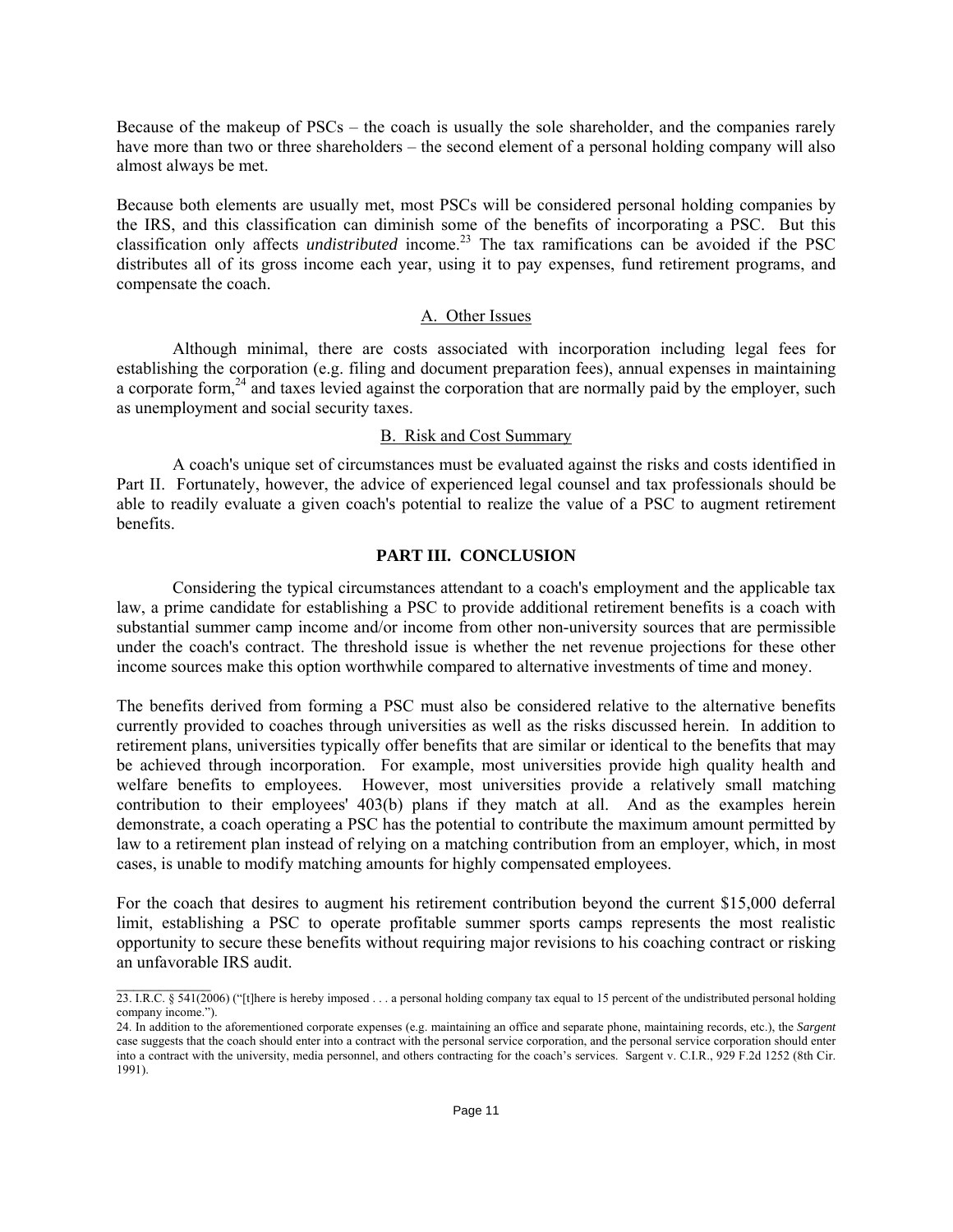Because of the makeup of PSCs – the coach is usually the sole shareholder, and the companies rarely have more than two or three shareholders – the second element of a personal holding company will also almost always be met.

Because both elements are usually met, most PSCs will be considered personal holding companies by the IRS, and this classification can diminish some of the benefits of incorporating a PSC. But this classification only affects *undistributed* income.[23] The tax ramifications can be avoided if the PSC distributes all of its gross income each year, using it to pay expenses, fund retirement programs, and compensate the coach.

### A. Other Issues

Although minimal, there are costs associated with incorporation including legal fees for establishing the corporation (e.g. filing and document preparation fees), annual expenses in maintaining a corporate form,[24] and taxes levied against the corporation that are normally paid by the employer, such as unemployment and social security taxes.

### B. Risk and Cost Summary

A coach's unique set of circumstances must be evaluated against the risks and costs identified in Part II. Fortunately, however, the advice of experienced legal counsel and tax professionals should be able to readily evaluate a given coach's potential to realize the value of a PSC to augment retirement benefits.

## PART III. CONCLUSION

Considering the typical circumstances attendant to a coach's employment and the applicable tax law, a prime candidate for establishing a PSC to provide additional retirement benefits is a coach with substantial summer camp income and/or income from other non-university sources that are permissible under the coach's contract. The threshold issue is whether the net revenue projections for these other income sources make this option worthwhile compared to alternative investments of time and money.

The benefits derived from forming a PSC must also be considered relative to the alternative benefits currently provided to coaches through universities as well as the risks discussed herein. In addition to retirement plans, universities typically offer benefits that are similar or identical to the benefits that may be achieved through incorporation. For example, most universities provide high quality health and welfare benefits to employees. However, most universities provide a relatively small matching contribution to their employees' 403(b) plans if they match at all. And as the examples herein demonstrate, a coach operating a PSC has the potential to contribute the maximum amount permitted by law to a retirement plan instead of relying on a matching contribution from an employer, which, in most cases, is unable to modify matching amounts for highly compensated employees.

For the coach that desires to augment his retirement contribution beyond the current $15,000 deferral limit, establishing a PSC to operate profitable summer sports camps represents the most realistic opportunity to secure these benefits without requiring major revisions to his coaching contract or risking an unfavorable IRS audit.

---

23. I.R.C. § 541(2006) ("[t]here is hereby imposed . . . a personal holding company tax equal to 15 percent of the undistributed personal holding company income.").

24. In addition to the aforementioned corporate expenses (e.g. maintaining an office and separate phone, maintaining records, etc.), the *Sargent* case suggests that the coach should enter into a contract with the personal service corporation, and the personal service corporation should enter into a contract with the university, media personnel, and others contracting for the coach's services. Sargent v. C.I.R., 929 F.2d 1252 (8th Cir. 1991).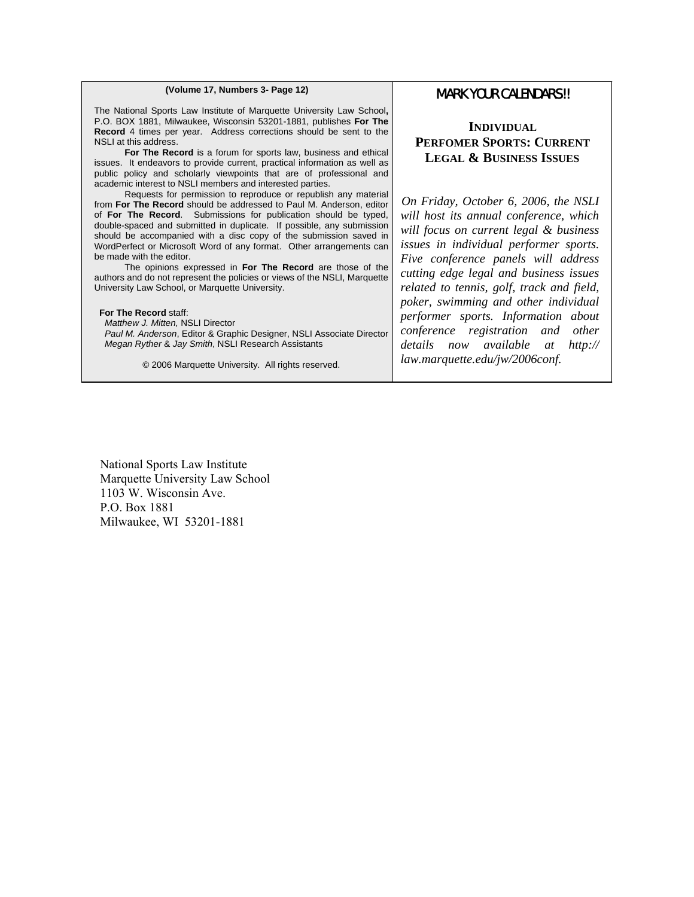The National Sports Law Institute of Marquette University Law School**,** P.O. BOX 1881, Milwaukee, Wisconsin 53201-1881, publishes **For The Record** 4 times per year. Address corrections should be sent to the NSLI at this address.

**For The Record** is a forum for sports law, business and ethical issues. It endeavors to provide current, practical information as well as public policy and scholarly viewpoints that are of professional and academic interest to NSLI members and interested parties.

Requests for permission to reproduce or republish any material from **For The Record** should be addressed to Paul M. Anderson, editor of **For The Record**. Submissions for publication should be typed, double-spaced and submitted in duplicate. If possible, any submission should be accompanied with a disc copy of the submission saved in WordPerfect or Microsoft Word of any format. Other arrangements can be made with the editor.

The opinions expressed in **For The Record** are those of the authors and do not represent the policies or views of the NSLI, Marquette University Law School, or Marquette University.

**For The Record** staff:
*Matthew J. Mitten,* NSLI Director
*Paul M. Anderson*, Editor & Graphic Designer, NSLI Associate Director
*Megan Ryther* & *Jay Smith*, NSLI Research Assistants

© 2006 Marquette University. All rights reserved.

## MARK YOUR CALENDARS!!

### INDIVIDUAL PERFOMER SPORTS: CURRENT LEGAL & BUSINESS ISSUES

*On Friday, October 6, 2006, the NSLI will host its annual conference, which will focus on current legal & business issues in individual performer sports. Five conference panels will address cutting edge legal and business issues related to tennis, golf, track and field, poker, swimming and other individual performer sports. Information about conference registration and other details now available at http:// law.marquette.edu/jw/2006conf.*

National Sports Law Institute
Marquette University Law School
1103 W. Wisconsin Ave.
P.O. Box 1881
Milwaukee, WI 53201-1881